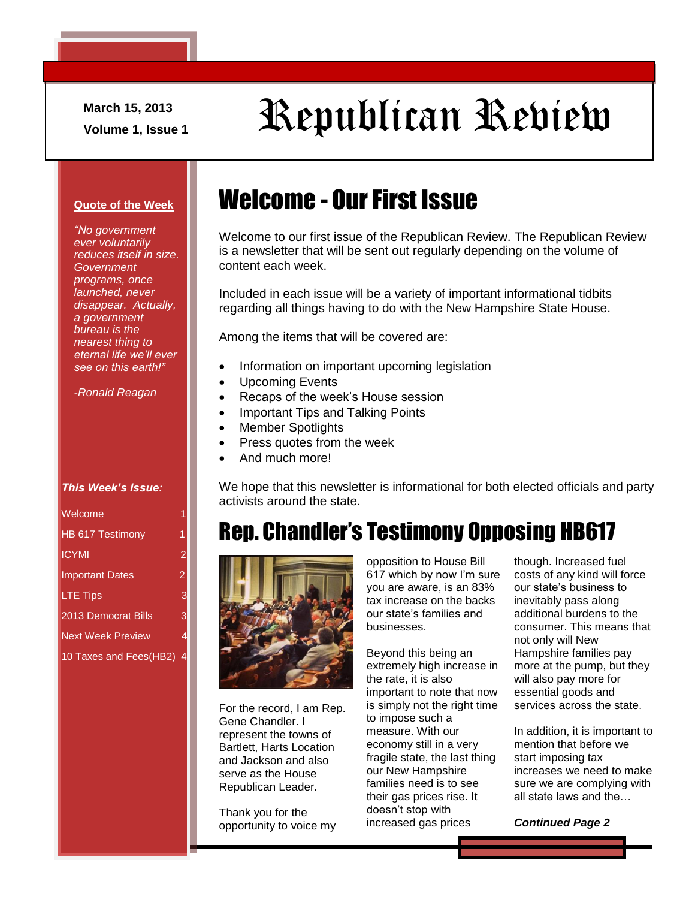March 15, 2013

Volume 1, Issue 1

# Republican Review

**Quote of the Week**

*"No government ever voluntarily reduces itself in size. Government programs, once launched, never disappear. Actually, a government bureau is the nearest thing to eternal life we'll ever see on this earth!"*

*-Ronald Reagan*

***This Week's Issue:***

| | |
|---|---|
| Welcome | 1 |
| HB 617 Testimony | 1 |
| ICYMI | 2 |
| Important Dates | 2 |
| LTE Tips | 3 |
| 2013 Democrat Bills | 3 |
| Next Week Preview | 4 |
| 10 Taxes and Fees(HB2) | 4 |

## Welcome - Our First Issue

Welcome to our first issue of the Republican Review. The Republican Review is a newsletter that will be sent out regularly depending on the volume of content each week.

Included in each issue will be a variety of important informational tidbits regarding all things having to do with the New Hampshire State House.

Among the items that will be covered are:

- Information on important upcoming legislation
- Upcoming Events
- Recaps of the week's House session
- Important Tips and Talking Points
- Member Spotlights
- Press quotes from the week
- And much more!

We hope that this newsletter is informational for both elected officials and party activists around the state.

## Rep. Chandler's Testimony Opposing HB617

For the record, I am Rep. Gene Chandler. I represent the towns of Bartlett, Harts Location and Jackson and also serve as the House Republican Leader.

Thank you for the opportunity to voice my opposition to House Bill 617 which by now I'm sure you are aware, is an 83% tax increase on the backs our state's families and businesses.

Beyond this being an extremely high increase in the rate, it is also important to note that now is simply not the right time to impose such a measure. With our economy still in a very fragile state, the last thing our New Hampshire families need is to see their gas prices rise. It doesn't stop with increased gas prices though. Increased fuel costs of any kind will force our state's business to inevitably pass along additional burdens to the consumer. This means that not only will New Hampshire families pay more at the pump, but they will also pay more for essential goods and services across the state.

In addition, it is important to mention that before we start imposing tax increases we need to make sure we are complying with all state laws and the…

***Continued Page 2***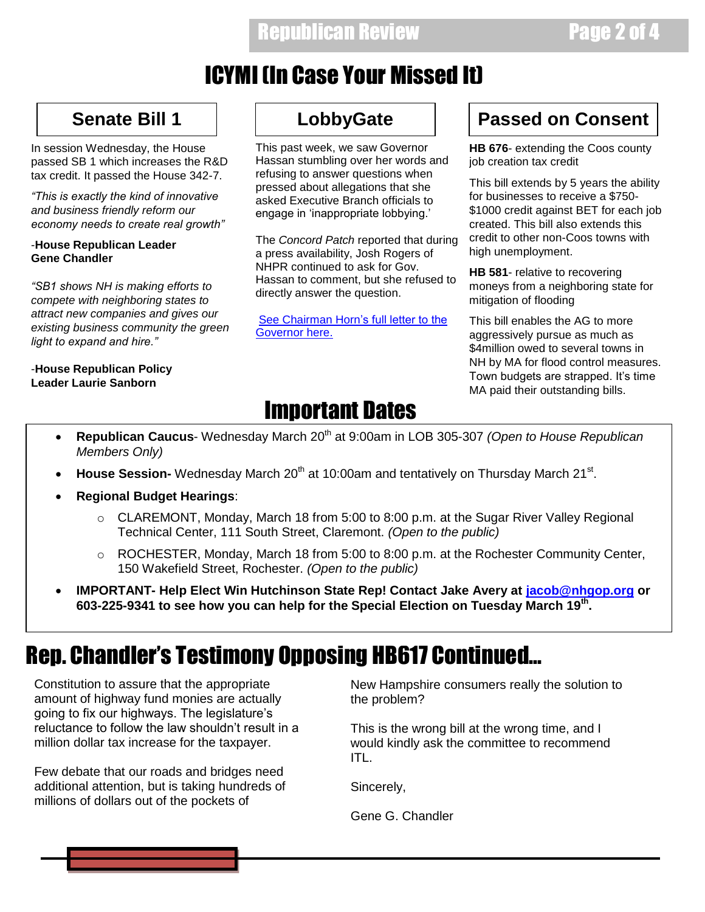# ICYMI (In Case Your Missed It)

## Senate Bill 1

In session Wednesday, the House passed SB 1 which increases the R&D tax credit. It passed the House 342-7.

*"This is exactly the kind of innovative and business friendly reform our economy needs to create real growth"*

-**House Republican Leader Gene Chandler**

*"SB1 shows NH is making efforts to compete with neighboring states to attract new companies and gives our existing business community the green light to expand and hire."*

-**House Republican Policy Leader Laurie Sanborn**

## LobbyGate

This past week, we saw Governor Hassan stumbling over her words and refusing to answer questions when pressed about allegations that she asked Executive Branch officials to engage in 'inappropriate lobbying.'

The *Concord Patch* reported that during a press availability, Josh Rogers of NHPR continued to ask for Gov. Hassan to comment, but she refused to directly answer the question.

See Chairman Horn's full letter to the Governor here.

## Passed on Consent

**HB 676**- extending the Coos county job creation tax credit

This bill extends by 5 years the ability for businesses to receive a $750-$1000 credit against BET for each job created. This bill also extends this credit to other non-Coos towns with high unemployment.

**HB 581**- relative to recovering moneys from a neighboring state for mitigation of flooding

This bill enables the AG to more aggressively pursue as much as $4million owed to several towns in NH by MA for flood control measures. Town budgets are strapped. It's time MA paid their outstanding bills.

# Important Dates

- **Republican Caucus**- Wednesday March 20th at 9:00am in LOB 305-307 *(Open to House Republican Members Only)*
- **House Session-** Wednesday March 20th at 10:00am and tentatively on Thursday March 21st.
- **Regional Budget Hearings**:
  - CLAREMONT, Monday, March 18 from 5:00 to 8:00 p.m. at the Sugar River Valley Regional Technical Center, 111 South Street, Claremont. *(Open to the public)*
  - ROCHESTER, Monday, March 18 from 5:00 to 8:00 p.m. at the Rochester Community Center, 150 Wakefield Street, Rochester. *(Open to the public)*
- **IMPORTANT- Help Elect Win Hutchinson State Rep! Contact Jake Avery at jacob@nhgop.org or 603-225-9341 to see how you can help for the Special Election on Tuesday March 19th.**

# Rep. Chandler's Testimony Opposing HB617 Continued…

Constitution to assure that the appropriate amount of highway fund monies are actually going to fix our highways. The legislature's reluctance to follow the law shouldn't result in a million dollar tax increase for the taxpayer.

Few debate that our roads and bridges need additional attention, but is taking hundreds of millions of dollars out of the pockets of New Hampshire consumers really the solution to the problem?

This is the wrong bill at the wrong time, and I would kindly ask the committee to recommend ITL.

Sincerely,

Gene G. Chandler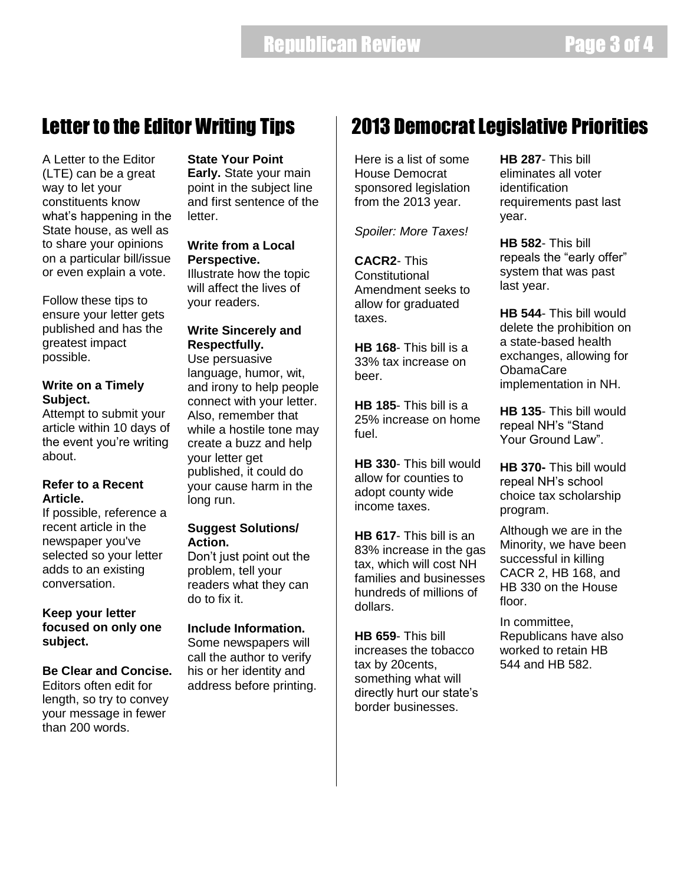## Letter to the Editor Writing Tips

A Letter to the Editor (LTE) can be a great way to let your constituents know what's happening in the State house, as well as to share your opinions on a particular bill/issue or even explain a vote.

Follow these tips to ensure your letter gets published and has the greatest impact possible.

**Write on a Timely Subject.**
Attempt to submit your article within 10 days of the event you're writing about.

**Refer to a Recent Article.**
If possible, reference a recent article in the newspaper you've selected so your letter adds to an existing conversation.

**Keep your letter focused on only one subject.**

**Be Clear and Concise.** Editors often edit for length, so try to convey your message in fewer than 200 words.

**State Your Point Early.** State your main point in the subject line and first sentence of the letter.

**Write from a Local Perspective.**
Illustrate how the topic will affect the lives of your readers.

**Write Sincerely and Respectfully.**
Use persuasive language, humor, wit, and irony to help people connect with your letter. Also, remember that while a hostile tone may create a buzz and help your letter get published, it could do your cause harm in the long run.

**Suggest Solutions/ Action.**
Don't just point out the problem, tell your readers what they can do to fix it.

**Include Information.**
Some newspapers will call the author to verify his or her identity and address before printing.

## 2013 Democrat Legislative Priorities

Here is a list of some House Democrat sponsored legislation from the 2013 year.

*Spoiler: More Taxes!*

**CACR2**- This Constitutional Amendment seeks to allow for graduated taxes.

**HB 168**- This bill is a 33% tax increase on beer.

**HB 185**- This bill is a 25% increase on home fuel.

**HB 330**- This bill would allow for counties to adopt county wide income taxes.

**HB 617**- This bill is an 83% increase in the gas tax, which will cost NH families and businesses hundreds of millions of dollars.

**HB 659**- This bill increases the tobacco tax by 20cents, something what will directly hurt our state's border businesses.

**HB 287**- This bill eliminates all voter identification requirements past last year.

**HB 582**- This bill repeals the "early offer" system that was past last year.

**HB 544**- This bill would delete the prohibition on a state-based health exchanges, allowing for ObamaCare implementation in NH.

**HB 135**- This bill would repeal NH's "Stand Your Ground Law".

**HB 370-** This bill would repeal NH's school choice tax scholarship program.

Although we are in the Minority, we have been successful in killing CACR 2, HB 168, and HB 330 on the House floor.

In committee, Republicans have also worked to retain HB 544 and HB 582.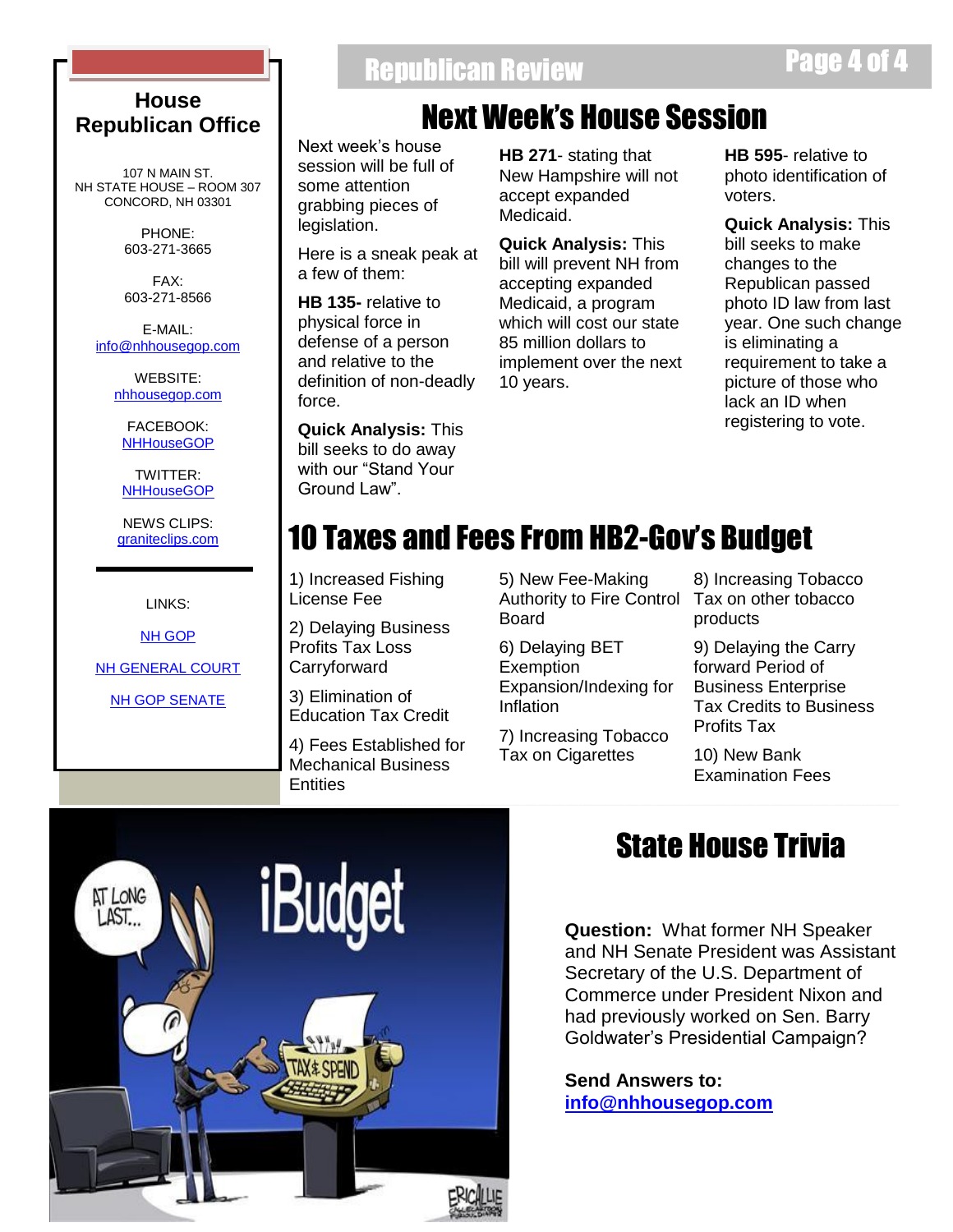## House Republican Office

107 N MAIN ST.
NH STATE HOUSE – ROOM 307
CONCORD, NH 03301

PHONE:
603-271-3665

FAX:
603-271-8566

E-MAIL:
info@nhhousegop.com

WEBSITE:
nhhousegop.com

FACEBOOK:
NHHouseGOP

TWITTER:
NHHouseGOP

NEWS CLIPS:
graniteclips.com

LINKS:

NH GOP

NH GENERAL COURT

NH GOP SENATE

# Next Week's House Session

Next week's house session will be full of some attention grabbing pieces of legislation.

Here is a sneak peak at a few of them:

**HB 135-** relative to physical force in defense of a person and relative to the definition of non-deadly force.

**Quick Analysis:** This bill seeks to do away with our "Stand Your Ground Law".

**HB 271**- stating that New Hampshire will not accept expanded Medicaid.

**Quick Analysis:** This bill will prevent NH from accepting expanded Medicaid, a program which will cost our state 85 million dollars to implement over the next 10 years.

**HB 595**- relative to photo identification of voters.

**Quick Analysis:** This bill seeks to make changes to the Republican passed photo ID law from last year. One such change is eliminating a requirement to take a picture of those who lack an ID when registering to vote.

# 10 Taxes and Fees From HB2-Gov's Budget

1) Increased Fishing License Fee

2) Delaying Business Profits Tax Loss Carryforward

3) Elimination of Education Tax Credit

4) Fees Established for Mechanical Business Entities

5) New Fee-Making Authority to Fire Control Board

6) Delaying BET Exemption Expansion/Indexing for Inflation

7) Increasing Tobacco Tax on Cigarettes

8) Increasing Tobacco Tax on other tobacco products

9) Delaying the Carry forward Period of Business Enterprise Tax Credits to Business Profits Tax

10) New Bank Examination Fees

# State House Trivia

**Question:** What former NH Speaker and NH Senate President was Assistant Secretary of the U.S. Department of Commerce under President Nixon and had previously worked on Sen. Barry Goldwater's Presidential Campaign?

**Send Answers to:**
**info@nhhousegop.com**